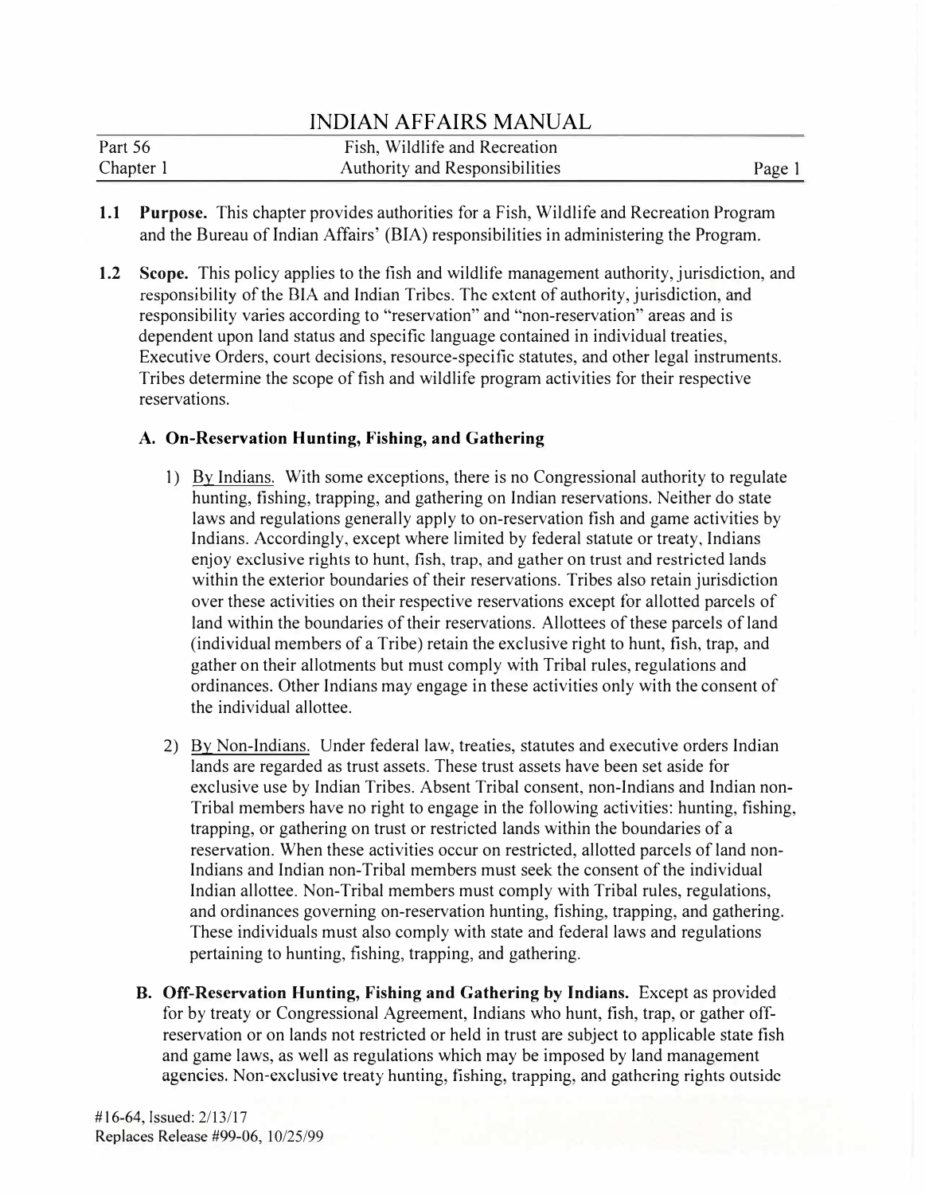# INDIAN AFFAIRS MANUAL

| Part 56 | Fish, Wildlife and Recreation |
|---|---|
| Chapter 1 | Authority and Responsibilities |

**1.1 Purpose.** This chapter provides authorities for a Fish, Wildlife and Recreation Program and the Bureau of Indian Affairs' (BIA) responsibilities in administering the Program.

**1.2 Scope.** This policy applies to the fish and wildlife management authority, jurisdiction, and responsibility of the BIA and Indian Tribes. The extent of authority, jurisdiction, and responsibility varies according to "reservation" and "non-reservation" areas and is dependent upon land status and specific language contained in individual treaties, Executive Orders, court decisions, resource-specific statutes, and other legal instruments. Tribes determine the scope of fish and wildlife program activities for their respective reservations.

**A. On-Reservation Hunting, Fishing, and Gathering**

1) By Indians. With some exceptions, there is no Congressional authority to regulate hunting, fishing, trapping, and gathering on Indian reservations. Neither do state laws and regulations generally apply to on-reservation fish and game activities by Indians. Accordingly, except where limited by federal statute or treaty, Indians enjoy exclusive rights to hunt, fish, trap, and gather on trust and restricted lands within the exterior boundaries of their reservations. Tribes also retain jurisdiction over these activities on their respective reservations except for allotted parcels of land within the boundaries of their reservations. Allottees of these parcels of land (individual members of a Tribe) retain the exclusive right to hunt, fish, trap, and gather on their allotments but must comply with Tribal rules, regulations and ordinances. Other Indians may engage in these activities only with the consent of the individual allottee.

2) By Non-Indians. Under federal law, treaties, statutes and executive orders Indian lands are regarded as trust assets. These trust assets have been set aside for exclusive use by Indian Tribes. Absent Tribal consent, non-Indians and Indian non-Tribal members have no right to engage in the following activities: hunting, fishing, trapping, or gathering on trust or restricted lands within the boundaries of a reservation. When these activities occur on restricted, allotted parcels of land non-Indians and Indian non-Tribal members must seek the consent of the individual Indian allottee. Non-Tribal members must comply with Tribal rules, regulations, and ordinances governing on-reservation hunting, fishing, trapping, and gathering. These individuals must also comply with state and federal laws and regulations pertaining to hunting, fishing, trapping, and gathering.

**B. Off-Reservation Hunting, Fishing and Gathering by Indians.** Except as provided for by treaty or Congressional Agreement, Indians who hunt, fish, trap, or gather off-reservation or on lands not restricted or held in trust are subject to applicable state fish and game laws, as well as regulations which may be imposed by land management agencies. Non-exclusive treaty hunting, fishing, trapping, and gathering rights outside

#16-64, Issued: 2/13/17
Replaces Release #99-06, 10/25/99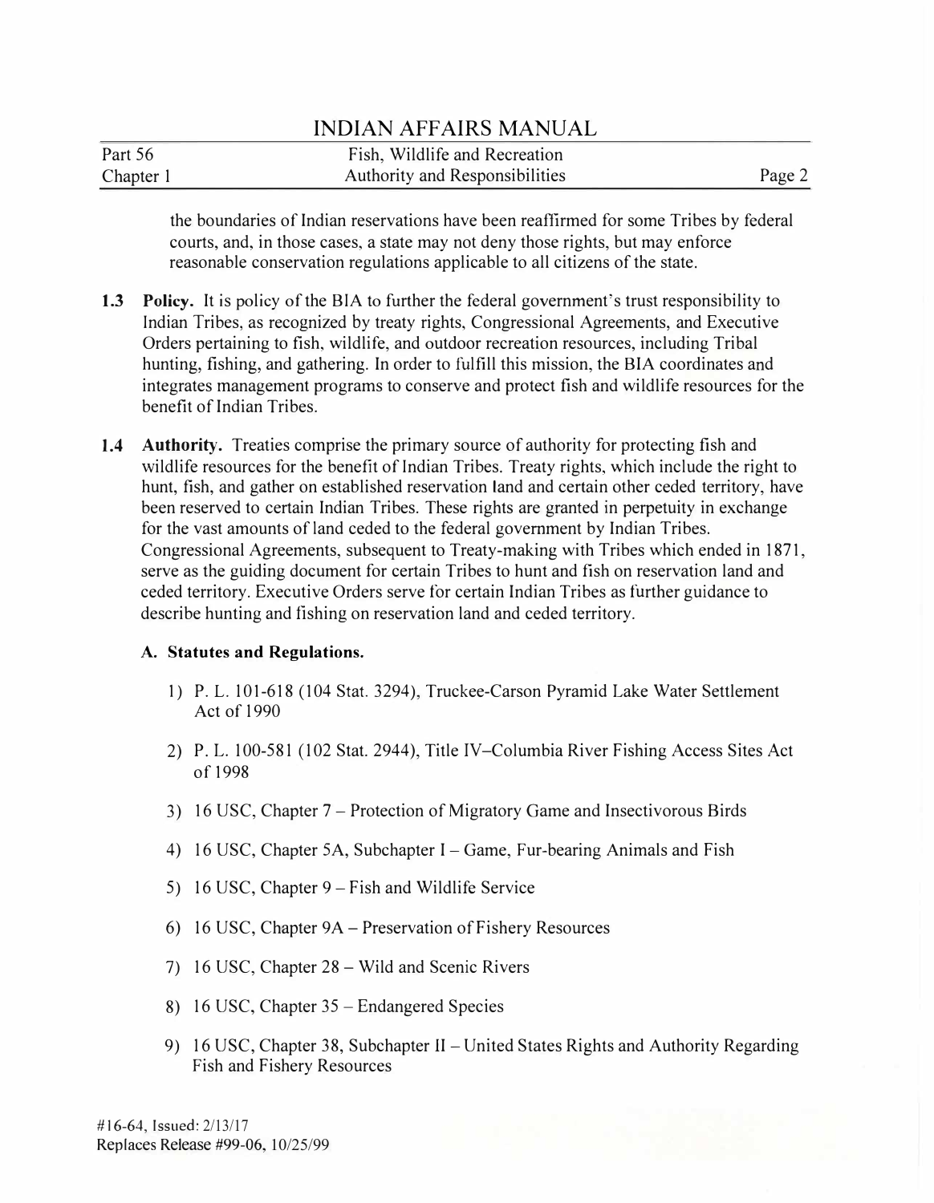the boundaries of Indian reservations have been reaffirmed for some Tribes by federal courts, and, in those cases, a state may not deny those rights, but may enforce reasonable conservation regulations applicable to all citizens of the state.

**1.3 Policy.** It is policy of the BIA to further the federal government's trust responsibility to Indian Tribes, as recognized by treaty rights, Congressional Agreements, and Executive Orders pertaining to fish, wildlife, and outdoor recreation resources, including Tribal hunting, fishing, and gathering. In order to fulfill this mission, the BIA coordinates and integrates management programs to conserve and protect fish and wildlife resources for the benefit of Indian Tribes.

**1.4 Authority.** Treaties comprise the primary source of authority for protecting fish and wildlife resources for the benefit of Indian Tribes. Treaty rights, which include the right to hunt, fish, and gather on established reservation land and certain other ceded territory, have been reserved to certain Indian Tribes. These rights are granted in perpetuity in exchange for the vast amounts of land ceded to the federal government by Indian Tribes. Congressional Agreements, subsequent to Treaty-making with Tribes which ended in 1871, serve as the guiding document for certain Tribes to hunt and fish on reservation land and ceded territory. Executive Orders serve for certain Indian Tribes as further guidance to describe hunting and fishing on reservation land and ceded territory.

**A. Statutes and Regulations.**

1) P. L. 101-618 (104 Stat. 3294), Truckee-Carson Pyramid Lake Water Settlement Act of 1990

2) P. L. 100-581 (102 Stat. 2944), Title IV–Columbia River Fishing Access Sites Act of 1998

3) 16 USC, Chapter 7 – Protection of Migratory Game and Insectivorous Birds

4) 16 USC, Chapter 5A, Subchapter I – Game, Fur-bearing Animals and Fish

5) 16 USC, Chapter 9 – Fish and Wildlife Service

6) 16 USC, Chapter 9A – Preservation of Fishery Resources

7) 16 USC, Chapter 28 – Wild and Scenic Rivers

8) 16 USC, Chapter 35 – Endangered Species

9) 16 USC, Chapter 38, Subchapter II – United States Rights and Authority Regarding Fish and Fishery Resources

#16-64, Issued: 2/13/17
Replaces Release #99-06, 10/25/99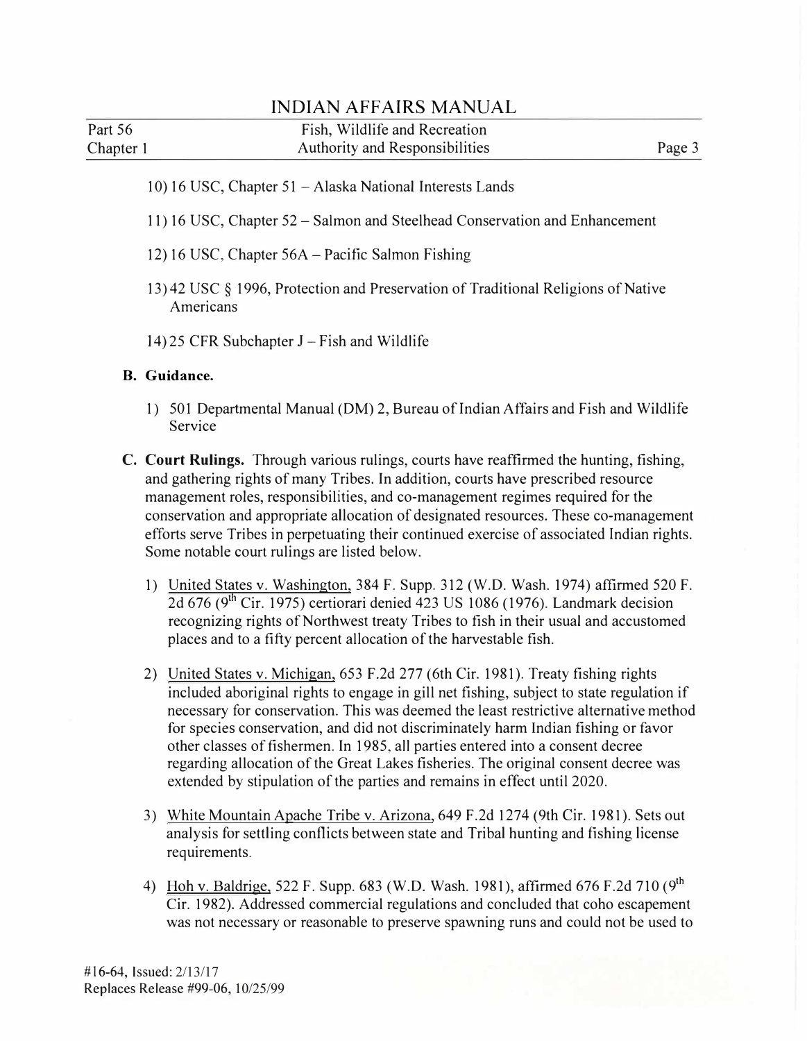10) 16 USC, Chapter 51 – Alaska National Interests Lands

11) 16 USC, Chapter 52 – Salmon and Steelhead Conservation and Enhancement

12) 16 USC, Chapter 56A – Pacific Salmon Fishing

13) 42 USC § 1996, Protection and Preservation of Traditional Religions of Native Americans

14) 25 CFR Subchapter J – Fish and Wildlife

**B. Guidance.**

1) 501 Departmental Manual (DM) 2, Bureau of Indian Affairs and Fish and Wildlife Service

**C. Court Rulings.** Through various rulings, courts have reaffirmed the hunting, fishing, and gathering rights of many Tribes. In addition, courts have prescribed resource management roles, responsibilities, and co-management regimes required for the conservation and appropriate allocation of designated resources. These co-management efforts serve Tribes in perpetuating their continued exercise of associated Indian rights. Some notable court rulings are listed below.

1) United States v. Washington, 384 F. Supp. 312 (W.D. Wash. 1974) affirmed 520 F. 2d 676 (9th Cir. 1975) certiorari denied 423 US 1086 (1976). Landmark decision recognizing rights of Northwest treaty Tribes to fish in their usual and accustomed places and to a fifty percent allocation of the harvestable fish.

2) United States v. Michigan, 653 F.2d 277 (6th Cir. 1981). Treaty fishing rights included aboriginal rights to engage in gill net fishing, subject to state regulation if necessary for conservation. This was deemed the least restrictive alternative method for species conservation, and did not discriminately harm Indian fishing or favor other classes of fishermen. In 1985, all parties entered into a consent decree regarding allocation of the Great Lakes fisheries. The original consent decree was extended by stipulation of the parties and remains in effect until 2020.

3) White Mountain Apache Tribe v. Arizona, 649 F.2d 1274 (9th Cir. 1981). Sets out analysis for settling conflicts between state and Tribal hunting and fishing license requirements.

4) Hoh v. Baldrige, 522 F. Supp. 683 (W.D. Wash. 1981), affirmed 676 F.2d 710 (9th Cir. 1982). Addressed commercial regulations and concluded that coho escapement was not necessary or reasonable to preserve spawning runs and could not be used to

#16-64, Issued: 2/13/17
Replaces Release #99-06, 10/25/99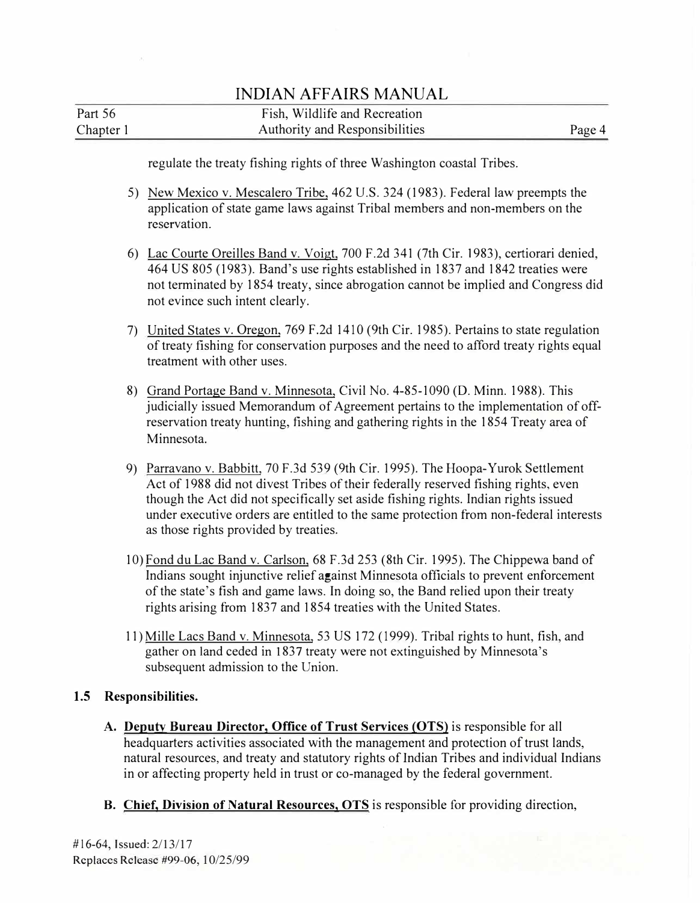regulate the treaty fishing rights of three Washington coastal Tribes.

5) New Mexico v. Mescalero Tribe, 462 U.S. 324 (1983). Federal law preempts the application of state game laws against Tribal members and non-members on the reservation.

6) Lac Courte Oreilles Band v. Voigt, 700 F.2d 341 (7th Cir. 1983), certiorari denied, 464 US 805 (1983). Band's use rights established in 1837 and 1842 treaties were not terminated by 1854 treaty, since abrogation cannot be implied and Congress did not evince such intent clearly.

7) United States v. Oregon, 769 F.2d 1410 (9th Cir. 1985). Pertains to state regulation of treaty fishing for conservation purposes and the need to afford treaty rights equal treatment with other uses.

8) Grand Portage Band v. Minnesota, Civil No. 4-85-1090 (D. Minn. 1988). This judicially issued Memorandum of Agreement pertains to the implementation of off-reservation treaty hunting, fishing and gathering rights in the 1854 Treaty area of Minnesota.

9) Parravano v. Babbitt, 70 F.3d 539 (9th Cir. 1995). The Hoopa-Yurok Settlement Act of 1988 did not divest Tribes of their federally reserved fishing rights, even though the Act did not specifically set aside fishing rights. Indian rights issued under executive orders are entitled to the same protection from non-federal interests as those rights provided by treaties.

10) Fond du Lac Band v. Carlson, 68 F.3d 253 (8th Cir. 1995). The Chippewa band of Indians sought injunctive relief against Minnesota officials to prevent enforcement of the state's fish and game laws. In doing so, the Band relied upon their treaty rights arising from 1837 and 1854 treaties with the United States.

11) Mille Lacs Band v. Minnesota, 53 US 172 (1999). Tribal rights to hunt, fish, and gather on land ceded in 1837 treaty were not extinguished by Minnesota's subsequent admission to the Union.

### 1.5 Responsibilities.

**A. Deputy Bureau Director, Office of Trust Services (OTS)** is responsible for all headquarters activities associated with the management and protection of trust lands, natural resources, and treaty and statutory rights of Indian Tribes and individual Indians in or affecting property held in trust or co-managed by the federal government.

**B. Chief, Division of Natural Resources, OTS** is responsible for providing direction,

#16-64, Issued: 2/13/17
Replaces Release #99-06, 10/25/99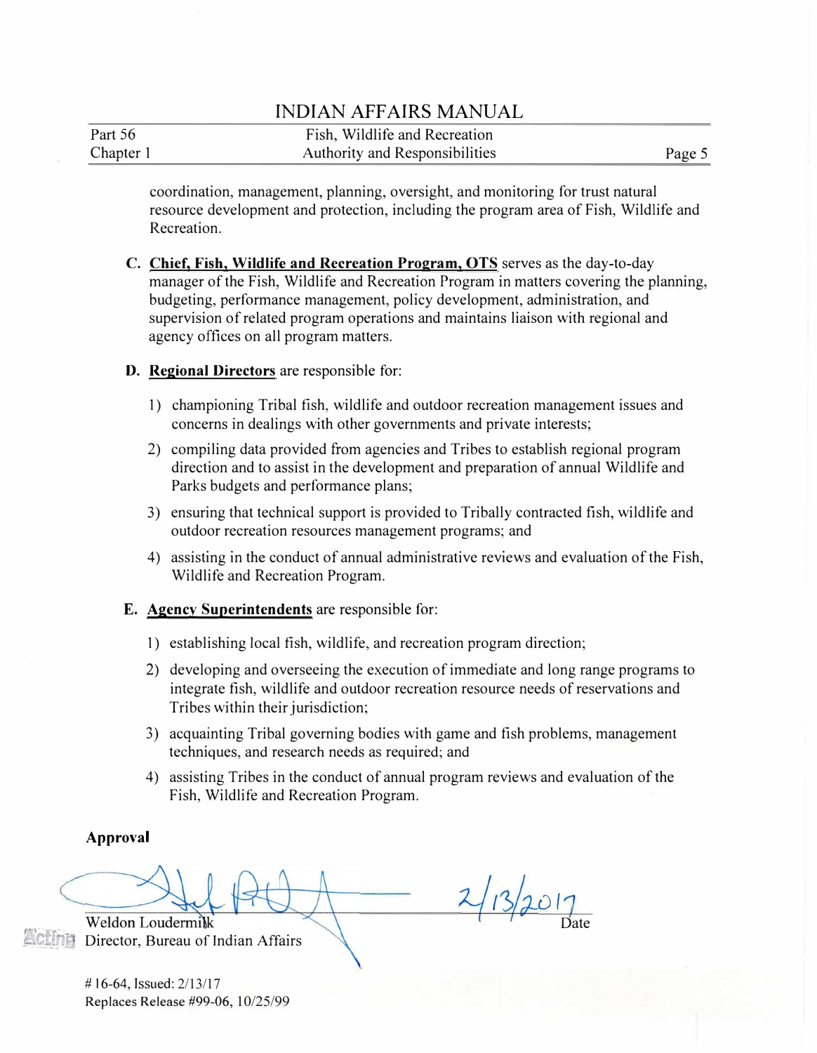coordination, management, planning, oversight, and monitoring for trust natural resource development and protection, including the program area of Fish, Wildlife and Recreation.

C. **Chief, Fish, Wildlife and Recreation Program, OTS** serves as the day-to-day manager of the Fish, Wildlife and Recreation Program in matters covering the planning, budgeting, performance management, policy development, administration, and supervision of related program operations and maintains liaison with regional and agency offices on all program matters.

D. **Regional Directors** are responsible for:

1) championing Tribal fish, wildlife and outdoor recreation management issues and concerns in dealings with other governments and private interests;
2) compiling data provided from agencies and Tribes to establish regional program direction and to assist in the development and preparation of annual Wildlife and Parks budgets and performance plans;
3) ensuring that technical support is provided to Tribally contracted fish, wildlife and outdoor recreation resources management programs; and
4) assisting in the conduct of annual administrative reviews and evaluation of the Fish, Wildlife and Recreation Program.

E. **Agency Superintendents** are responsible for:

1) establishing local fish, wildlife, and recreation program direction;
2) developing and overseeing the execution of immediate and long range programs to integrate fish, wildlife and outdoor recreation resource needs of reservations and Tribes within their jurisdiction;
3) acquainting Tribal governing bodies with game and fish problems, management techniques, and research needs as required; and
4) assisting Tribes in the conduct of annual program reviews and evaluation of the Fish, Wildlife and Recreation Program.

**Approval**

2/13/2017

Weldon Loudermilk
Acting Director, Bureau of Indian Affairs

Date

# 16-64, Issued: 2/13/17
Replaces Release #99-06, 10/25/99